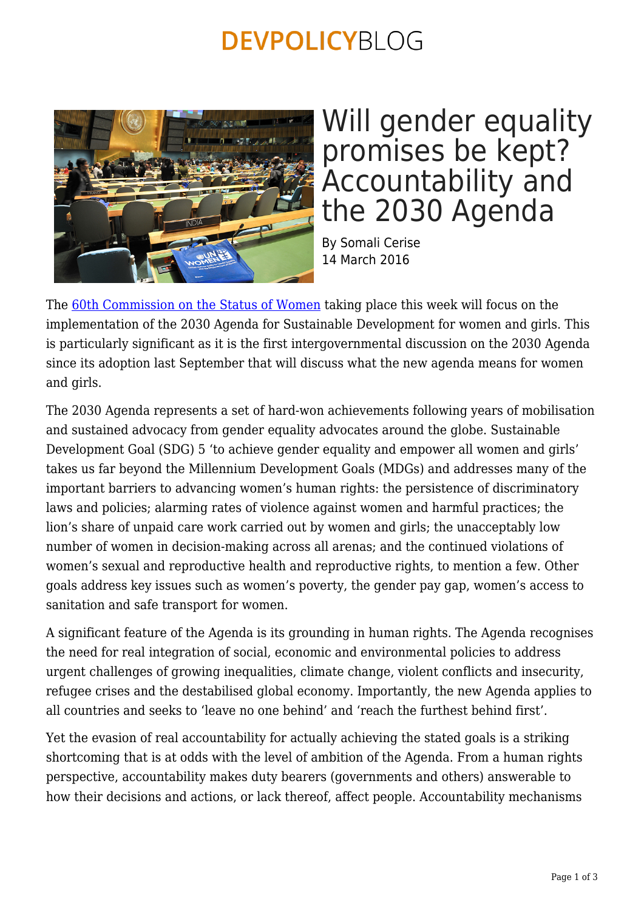# Will gender equality promises be kept? Accountability and the 2030 Agenda

By Somali Cerise
14 March 2016

The 60th Commission on the Status of Women taking place this week will focus on the implementation of the 2030 Agenda for Sustainable Development for women and girls. This is particularly significant as it is the first intergovernmental discussion on the 2030 Agenda since its adoption last September that will discuss what the new agenda means for women and girls.

The 2030 Agenda represents a set of hard-won achievements following years of mobilisation and sustained advocacy from gender equality advocates around the globe. Sustainable Development Goal (SDG) 5 'to achieve gender equality and empower all women and girls' takes us far beyond the Millennium Development Goals (MDGs) and addresses many of the important barriers to advancing women's human rights: the persistence of discriminatory laws and policies; alarming rates of violence against women and harmful practices; the lion's share of unpaid care work carried out by women and girls; the unacceptably low number of women in decision-making across all arenas; and the continued violations of women's sexual and reproductive health and reproductive rights, to mention a few. Other goals address key issues such as women's poverty, the gender pay gap, women's access to sanitation and safe transport for women.

A significant feature of the Agenda is its grounding in human rights. The Agenda recognises the need for real integration of social, economic and environmental policies to address urgent challenges of growing inequalities, climate change, violent conflicts and insecurity, refugee crises and the destabilised global economy. Importantly, the new Agenda applies to all countries and seeks to 'leave no one behind' and 'reach the furthest behind first'.

Yet the evasion of real accountability for actually achieving the stated goals is a striking shortcoming that is at odds with the level of ambition of the Agenda. From a human rights perspective, accountability makes duty bearers (governments and others) answerable to how their decisions and actions, or lack thereof, affect people. Accountability mechanisms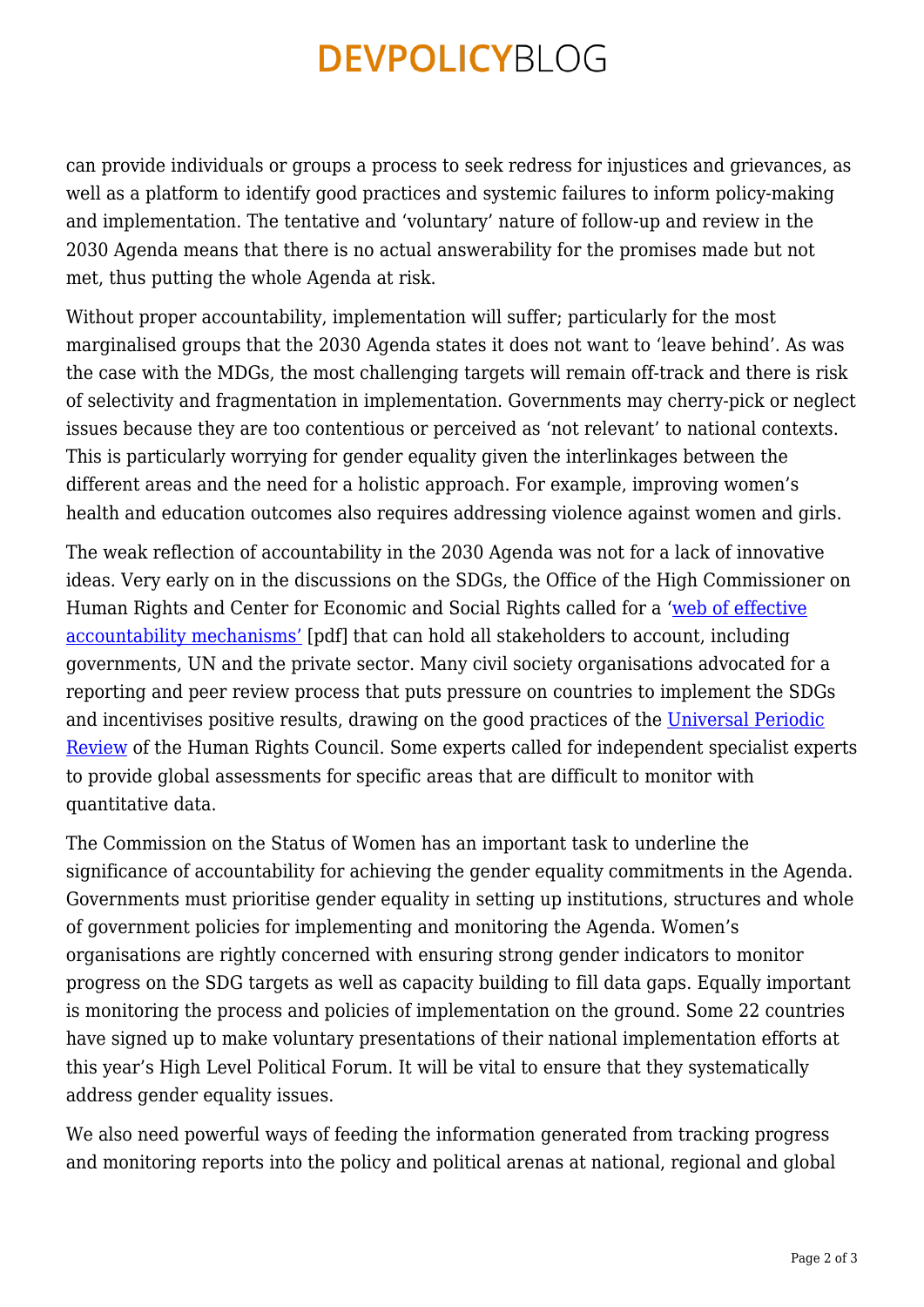can provide individuals or groups a process to seek redress for injustices and grievances, as well as a platform to identify good practices and systemic failures to inform policy-making and implementation. The tentative and 'voluntary' nature of follow-up and review in the 2030 Agenda means that there is no actual answerability for the promises made but not met, thus putting the whole Agenda at risk.

Without proper accountability, implementation will suffer; particularly for the most marginalised groups that the 2030 Agenda states it does not want to 'leave behind'. As was the case with the MDGs, the most challenging targets will remain off-track and there is risk of selectivity and fragmentation in implementation. Governments may cherry-pick or neglect issues because they are too contentious or perceived as 'not relevant' to national contexts. This is particularly worrying for gender equality given the interlinkages between the different areas and the need for a holistic approach. For example, improving women's health and education outcomes also requires addressing violence against women and girls.

The weak reflection of accountability in the 2030 Agenda was not for a lack of innovative ideas. Very early on in the discussions on the SDGs, the Office of the High Commissioner on Human Rights and Center for Economic and Social Rights called for a 'web of effective accountability mechanisms' [pdf] that can hold all stakeholders to account, including governments, UN and the private sector. Many civil society organisations advocated for a reporting and peer review process that puts pressure on countries to implement the SDGs and incentivises positive results, drawing on the good practices of the Universal Periodic Review of the Human Rights Council. Some experts called for independent specialist experts to provide global assessments for specific areas that are difficult to monitor with quantitative data.

The Commission on the Status of Women has an important task to underline the significance of accountability for achieving the gender equality commitments in the Agenda. Governments must prioritise gender equality in setting up institutions, structures and whole of government policies for implementing and monitoring the Agenda. Women's organisations are rightly concerned with ensuring strong gender indicators to monitor progress on the SDG targets as well as capacity building to fill data gaps. Equally important is monitoring the process and policies of implementation on the ground. Some 22 countries have signed up to make voluntary presentations of their national implementation efforts at this year's High Level Political Forum. It will be vital to ensure that they systematically address gender equality issues.

We also need powerful ways of feeding the information generated from tracking progress and monitoring reports into the policy and political arenas at national, regional and global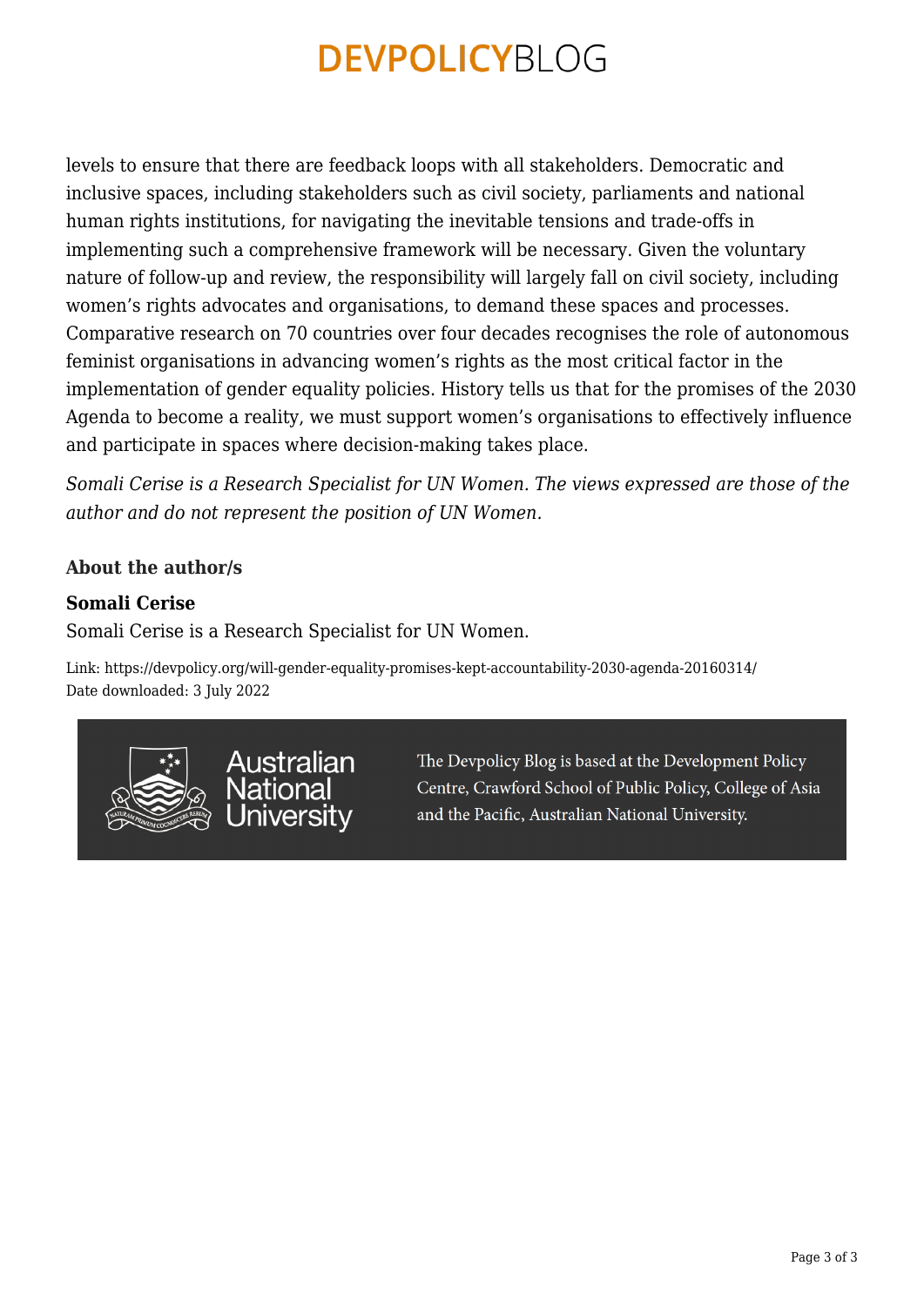levels to ensure that there are feedback loops with all stakeholders. Democratic and inclusive spaces, including stakeholders such as civil society, parliaments and national human rights institutions, for navigating the inevitable tensions and trade-offs in implementing such a comprehensive framework will be necessary. Given the voluntary nature of follow-up and review, the responsibility will largely fall on civil society, including women's rights advocates and organisations, to demand these spaces and processes. Comparative research on 70 countries over four decades recognises the role of autonomous feminist organisations in advancing women's rights as the most critical factor in the implementation of gender equality policies. History tells us that for the promises of the 2030 Agenda to become a reality, we must support women's organisations to effectively influence and participate in spaces where decision-making takes place.

*Somali Cerise is a Research Specialist for UN Women. The views expressed are those of the author and do not represent the position of UN Women.*

### About the author/s

**Somali Cerise**

Somali Cerise is a Research Specialist for UN Women.

Link: https://devpolicy.org/will-gender-equality-promises-kept-accountability-2030-agenda-20160314/
Date downloaded: 3 July 2022

Australian National University

The Devpolicy Blog is based at the Development Policy Centre, Crawford School of Public Policy, College of Asia and the Pacific, Australian National University.